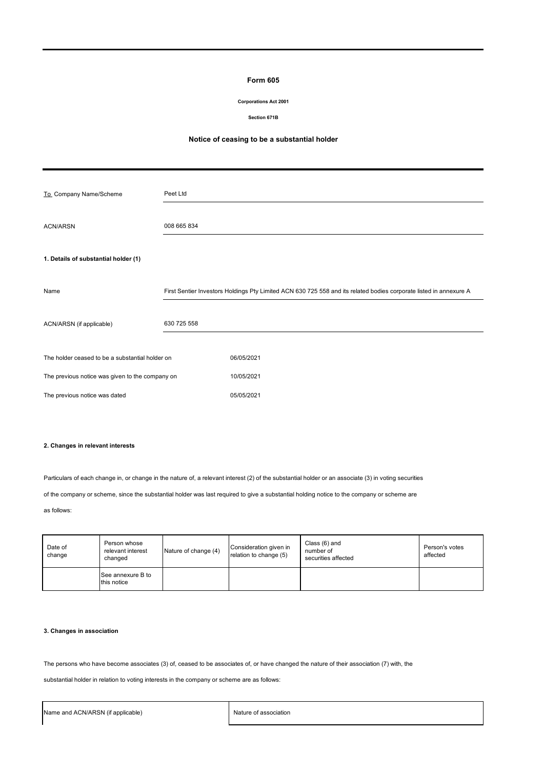# Form 605

**Corporations Act 2001**

**Section 671B**

## Notice of ceasing to be a substantial holder

| | |
|---|---|
| To Company Name/Scheme | Peet Ltd |
| ACN/ARSN | 008 665 834 |

**1. Details of substantial holder (1)**

| | |
|---|---|
| Name | First Sentier Investors Holdings Pty Limited ACN 630 725 558 and its related bodies corporate listed in annexure A |
| ACN/ARSN (if applicable) | 630 725 558 |

| | |
|---|---|
| The holder ceased to be a substantial holder on | 06/05/2021 |
| The previous notice was given to the company on | 10/05/2021 |
| The previous notice was dated | 05/05/2021 |

**2. Changes in relevant interests**

Particulars of each change in, or change in the nature of, a relevant interest (2) of the substantial holder or an associate (3) in voting securities of the company or scheme, since the substantial holder was last required to give a substantial holding notice to the company or scheme are as follows:

| Date of change | Person whose relevant interest changed | Nature of change (4) | Consideration given in relation to change (5) | Class (6) and number of securities affected | Person's votes affected |
|---|---|---|---|---|---|
| | See annexure B to this notice | | | | |

**3. Changes in association**

The persons who have become associates (3) of, ceased to be associates of, or have changed the nature of their association (7) with, the substantial holder in relation to voting interests in the company or scheme are as follows:

| Name and ACN/ARSN (if applicable) | Nature of association |
|---|---|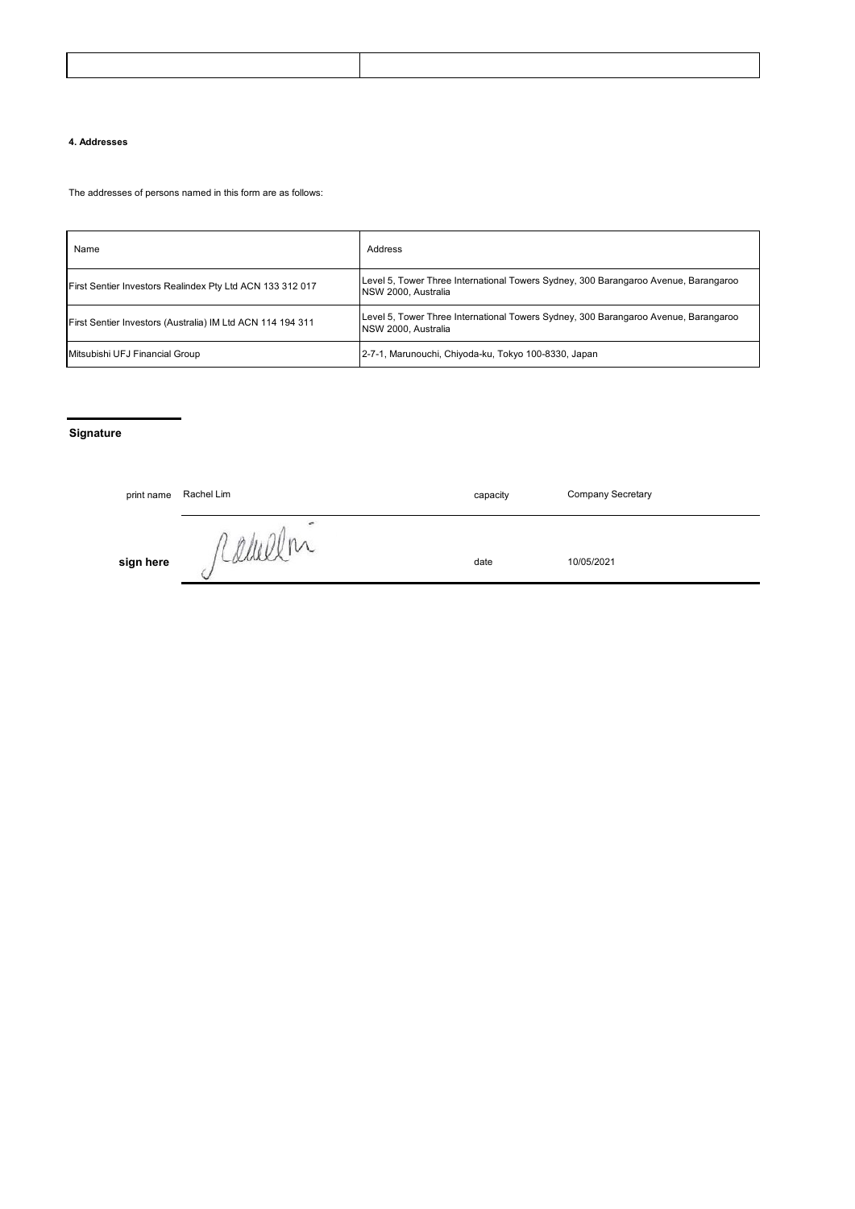| | |
|---|---|

#### 4. Addresses

The addresses of persons named in this form are as follows:

| Name | Address |
|---|---|
| First Sentier Investors Realindex Pty Ltd ACN 133 312 017 | Level 5, Tower Three International Towers Sydney, 300 Barangaroo Avenue, Barangaroo NSW 2000, Australia |
| First Sentier Investors (Australia) IM Ltd ACN 114 194 311 | Level 5, Tower Three International Towers Sydney, 300 Barangaroo Avenue, Barangaroo NSW 2000, Australia |
| Mitsubishi UFJ Financial Group | 2-7-1, Marunouchi, Chiyoda-ku, Tokyo 100-8330, Japan |

**Signature**

| | | | |
|---|---|---|---|
| print name | Rachel Lim | capacity | Company Secretary |
| **sign here** | Rachel Lim | date | 10/05/2021 |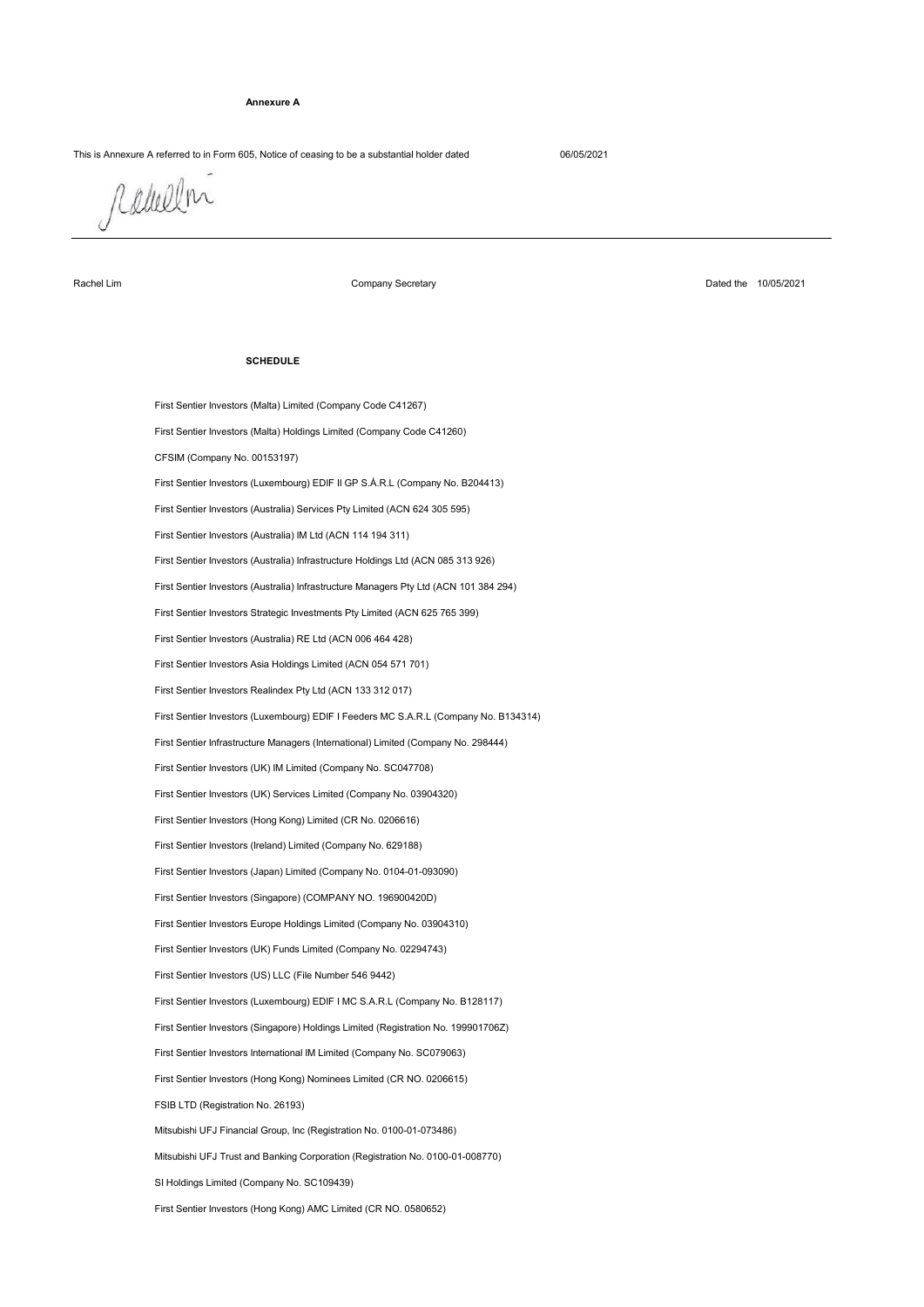**Annexure A**

This is Annexure A referred to in Form 605, Notice of ceasing to be a substantial holder dated 06/05/2021

Rachel Lim | Company Secretary | Dated the 10/05/2021

**SCHEDULE**

First Sentier Investors (Malta) Limited (Company Code C41267)

First Sentier Investors (Malta) Holdings Limited (Company Code C41260)

CFSIM (Company No. 00153197)

First Sentier Investors (Luxembourg) EDIF II GP S.Á.R.L (Company No. B204413)

First Sentier Investors (Australia) Services Pty Limited (ACN 624 305 595)

First Sentier Investors (Australia) IM Ltd (ACN 114 194 311)

First Sentier Investors (Australia) Infrastructure Holdings Ltd (ACN 085 313 926)

First Sentier Investors (Australia) Infrastructure Managers Pty Ltd (ACN 101 384 294)

First Sentier Investors Strategic Investments Pty Limited (ACN 625 765 399)

First Sentier Investors (Australia) RE Ltd (ACN 006 464 428)

First Sentier Investors Asia Holdings Limited (ACN 054 571 701)

First Sentier Investors Realindex Pty Ltd (ACN 133 312 017)

First Sentier Investors (Luxembourg) EDIF I Feeders MC S.A.R.L (Company No. B134314)

First Sentier Infrastructure Managers (International) Limited (Company No. 298444)

First Sentier Investors (UK) IM Limited (Company No. SC047708)

First Sentier Investors (UK) Services Limited (Company No. 03904320)

First Sentier Investors (Hong Kong) Limited (CR No. 0206616)

First Sentier Investors (Ireland) Limited (Company No. 629188)

First Sentier Investors (Japan) Limited (Company No. 0104-01-093090)

First Sentier Investors (Singapore) (COMPANY NO. 196900420D)

First Sentier Investors Europe Holdings Limited (Company No. 03904310)

First Sentier Investors (UK) Funds Limited (Company No. 02294743)

First Sentier Investors (US) LLC (File Number 546 9442)

First Sentier Investors (Luxembourg) EDIF I MC S.A.R.L (Company No. B128117)

First Sentier Investors (Singapore) Holdings Limited (Registration No. 199901706Z)

First Sentier Investors International IM Limited (Company No. SC079063)

First Sentier Investors (Hong Kong) Nominees Limited (CR NO. 0206615)

FSIB LTD (Registration No. 26193)

Mitsubishi UFJ Financial Group, Inc (Registration No. 0100-01-073486)

Mitsubishi UFJ Trust and Banking Corporation (Registration No. 0100-01-008770)

SI Holdings Limited (Company No. SC109439)

First Sentier Investors (Hong Kong) AMC Limited (CR NO. 0580652)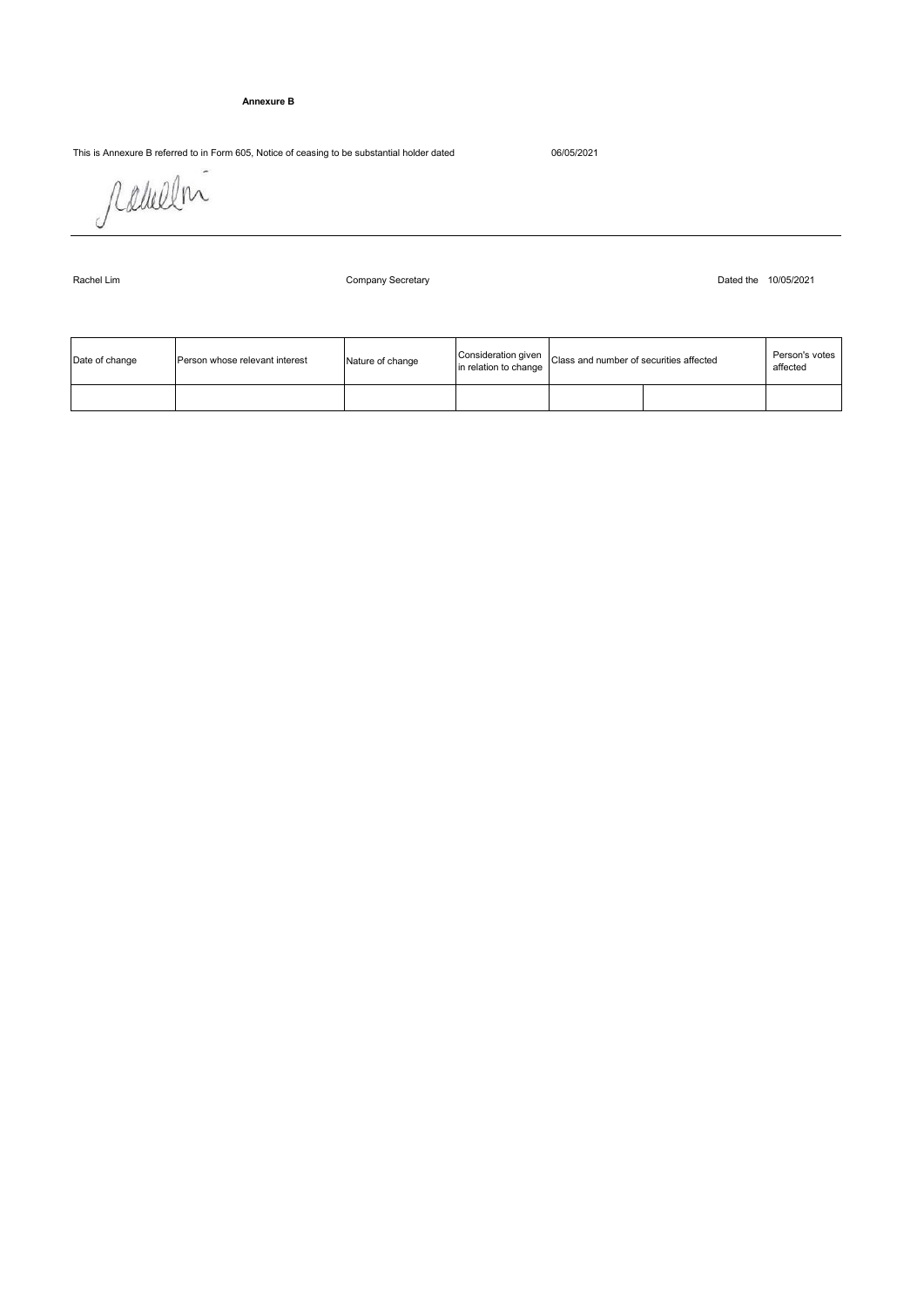**Annexure B**

This is Annexure B referred to in Form 605, Notice of ceasing to be substantial holder dated 06/05/2021

Rachel Lim

Company Secretary

Dated the 10/05/2021

| Date of change | Person whose relevant interest | Nature of change | Consideration given in relation to change | Class and number of securities affected | | Person's votes affected |
|---|---|---|---|---|---|---|
| | | | | | | |